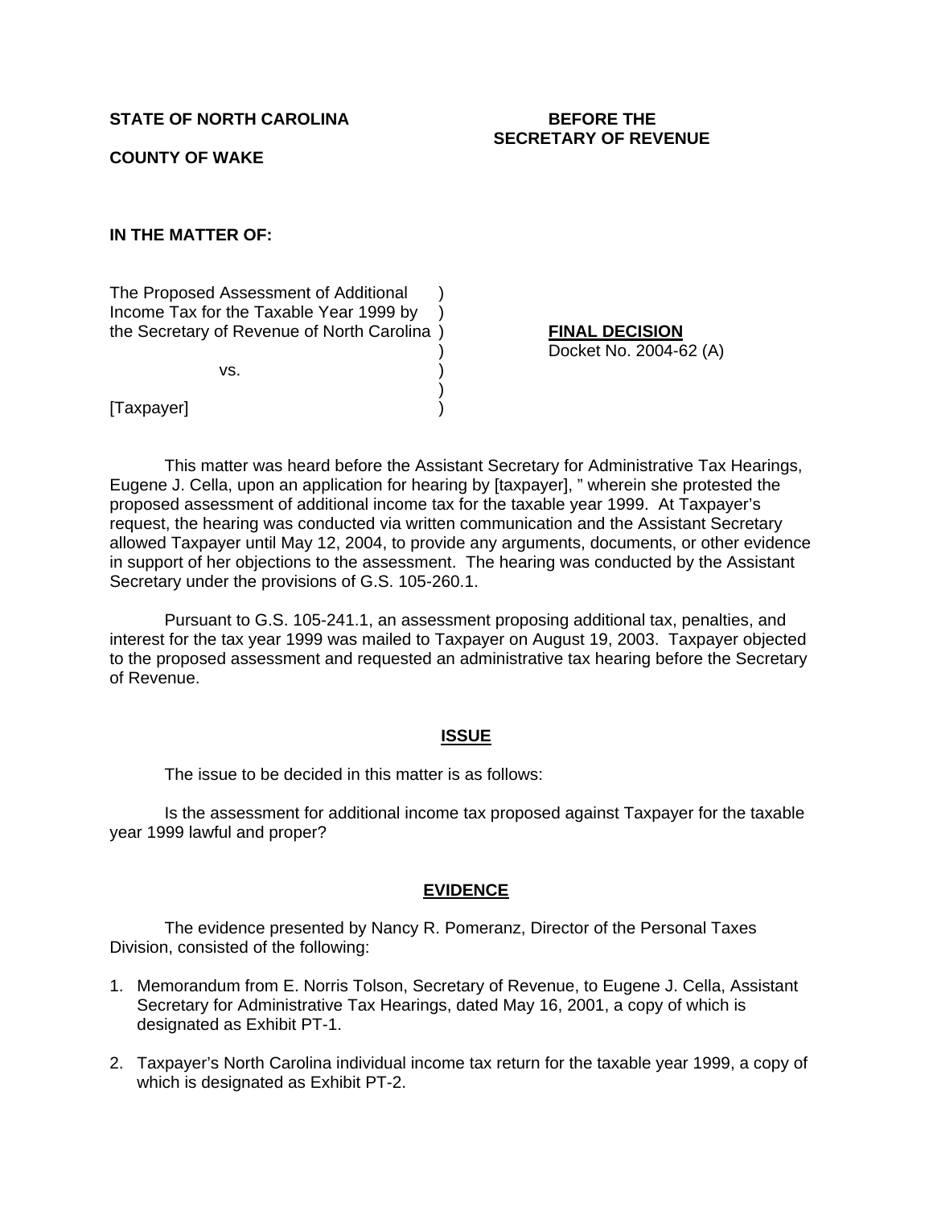**STATE OF NORTH CAROLINA**

**COUNTY OF WAKE**

**BEFORE THE SECRETARY OF REVENUE**

**IN THE MATTER OF:**

The Proposed Assessment of Additional Income Tax for the Taxable Year 1999 by the Secretary of Revenue of North Carolina

vs.

[Taxpayer]

**FINAL DECISION**
Docket No. 2004-62 (A)

This matter was heard before the Assistant Secretary for Administrative Tax Hearings, Eugene J. Cella, upon an application for hearing by [taxpayer], " wherein she protested the proposed assessment of additional income tax for the taxable year 1999. At Taxpayer's request, the hearing was conducted via written communication and the Assistant Secretary allowed Taxpayer until May 12, 2004, to provide any arguments, documents, or other evidence in support of her objections to the assessment. The hearing was conducted by the Assistant Secretary under the provisions of G.S. 105-260.1.

Pursuant to G.S. 105-241.1, an assessment proposing additional tax, penalties, and interest for the tax year 1999 was mailed to Taxpayer on August 19, 2003. Taxpayer objected to the proposed assessment and requested an administrative tax hearing before the Secretary of Revenue.

## ISSUE

The issue to be decided in this matter is as follows:

Is the assessment for additional income tax proposed against Taxpayer for the taxable year 1999 lawful and proper?

## EVIDENCE

The evidence presented by Nancy R. Pomeranz, Director of the Personal Taxes Division, consisted of the following:

1. Memorandum from E. Norris Tolson, Secretary of Revenue, to Eugene J. Cella, Assistant Secretary for Administrative Tax Hearings, dated May 16, 2001, a copy of which is designated as Exhibit PT-1.
2. Taxpayer's North Carolina individual income tax return for the taxable year 1999, a copy of which is designated as Exhibit PT-2.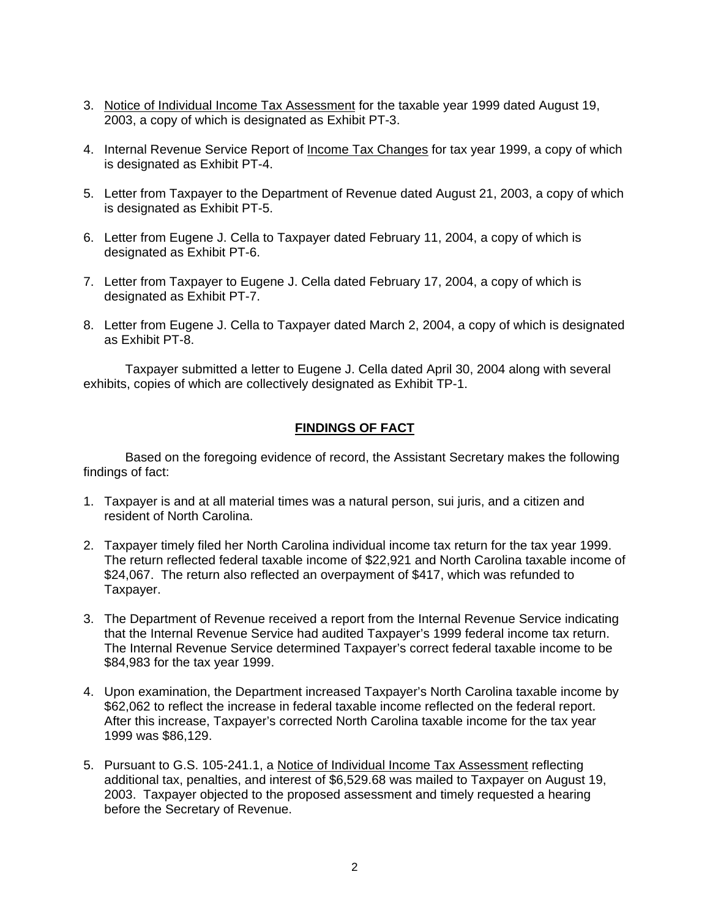3. Notice of Individual Income Tax Assessment for the taxable year 1999 dated August 19, 2003, a copy of which is designated as Exhibit PT-3.

4. Internal Revenue Service Report of Income Tax Changes for tax year 1999, a copy of which is designated as Exhibit PT-4.

5. Letter from Taxpayer to the Department of Revenue dated August 21, 2003, a copy of which is designated as Exhibit PT-5.

6. Letter from Eugene J. Cella to Taxpayer dated February 11, 2004, a copy of which is designated as Exhibit PT-6.

7. Letter from Taxpayer to Eugene J. Cella dated February 17, 2004, a copy of which is designated as Exhibit PT-7.

8. Letter from Eugene J. Cella to Taxpayer dated March 2, 2004, a copy of which is designated as Exhibit PT-8.

Taxpayer submitted a letter to Eugene J. Cella dated April 30, 2004 along with several exhibits, copies of which are collectively designated as Exhibit TP-1.

## FINDINGS OF FACT

Based on the foregoing evidence of record, the Assistant Secretary makes the following findings of fact:

1. Taxpayer is and at all material times was a natural person, sui juris, and a citizen and resident of North Carolina.

2. Taxpayer timely filed her North Carolina individual income tax return for the tax year 1999. The return reflected federal taxable income of $22,921 and North Carolina taxable income of $24,067. The return also reflected an overpayment of $417, which was refunded to Taxpayer.

3. The Department of Revenue received a report from the Internal Revenue Service indicating that the Internal Revenue Service had audited Taxpayer's 1999 federal income tax return. The Internal Revenue Service determined Taxpayer's correct federal taxable income to be $84,983 for the tax year 1999.

4. Upon examination, the Department increased Taxpayer's North Carolina taxable income by $62,062 to reflect the increase in federal taxable income reflected on the federal report. After this increase, Taxpayer's corrected North Carolina taxable income for the tax year 1999 was $86,129.

5. Pursuant to G.S. 105-241.1, a Notice of Individual Income Tax Assessment reflecting additional tax, penalties, and interest of $6,529.68 was mailed to Taxpayer on August 19, 2003. Taxpayer objected to the proposed assessment and timely requested a hearing before the Secretary of Revenue.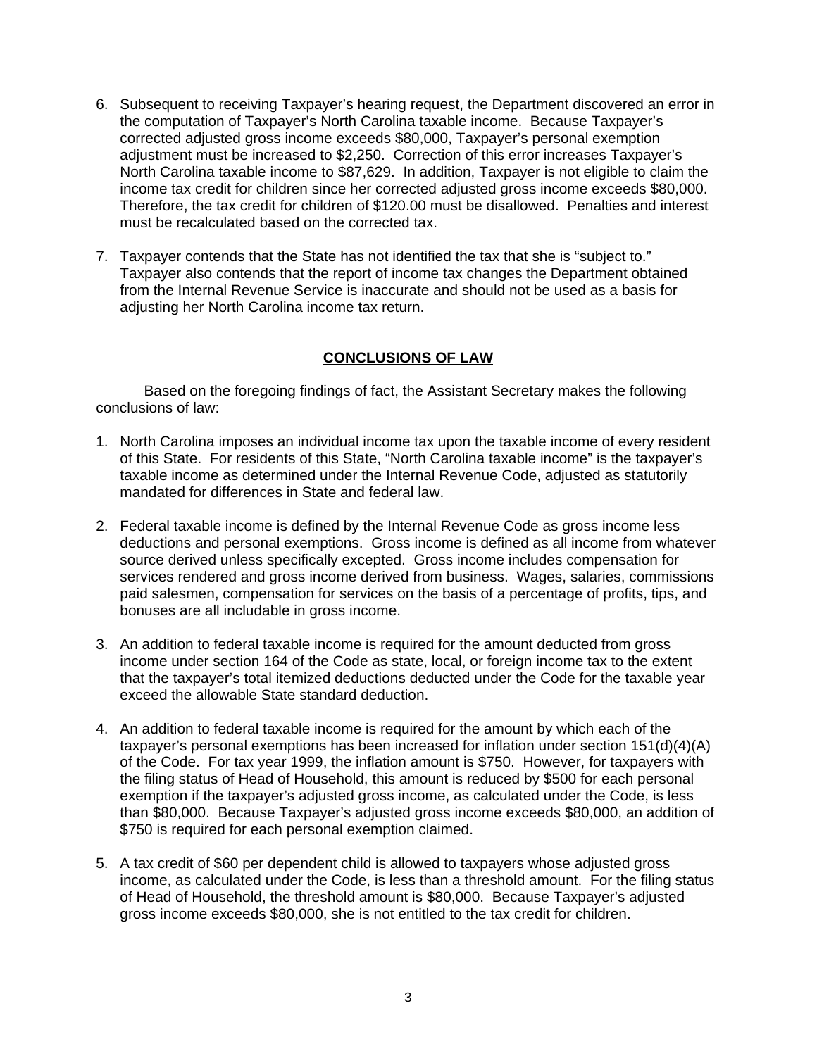6. Subsequent to receiving Taxpayer's hearing request, the Department discovered an error in the computation of Taxpayer's North Carolina taxable income. Because Taxpayer's corrected adjusted gross income exceeds $80,000, Taxpayer's personal exemption adjustment must be increased to $2,250. Correction of this error increases Taxpayer's North Carolina taxable income to $87,629. In addition, Taxpayer is not eligible to claim the income tax credit for children since her corrected adjusted gross income exceeds $80,000. Therefore, the tax credit for children of $120.00 must be disallowed. Penalties and interest must be recalculated based on the corrected tax.

7. Taxpayer contends that the State has not identified the tax that she is "subject to." Taxpayer also contends that the report of income tax changes the Department obtained from the Internal Revenue Service is inaccurate and should not be used as a basis for adjusting her North Carolina income tax return.

## CONCLUSIONS OF LAW

Based on the foregoing findings of fact, the Assistant Secretary makes the following conclusions of law:

1. North Carolina imposes an individual income tax upon the taxable income of every resident of this State. For residents of this State, "North Carolina taxable income" is the taxpayer's taxable income as determined under the Internal Revenue Code, adjusted as statutorily mandated for differences in State and federal law.

2. Federal taxable income is defined by the Internal Revenue Code as gross income less deductions and personal exemptions. Gross income is defined as all income from whatever source derived unless specifically excepted. Gross income includes compensation for services rendered and gross income derived from business. Wages, salaries, commissions paid salesmen, compensation for services on the basis of a percentage of profits, tips, and bonuses are all includable in gross income.

3. An addition to federal taxable income is required for the amount deducted from gross income under section 164 of the Code as state, local, or foreign income tax to the extent that the taxpayer's total itemized deductions deducted under the Code for the taxable year exceed the allowable State standard deduction.

4. An addition to federal taxable income is required for the amount by which each of the taxpayer's personal exemptions has been increased for inflation under section 151(d)(4)(A) of the Code. For tax year 1999, the inflation amount is $750. However, for taxpayers with the filing status of Head of Household, this amount is reduced by $500 for each personal exemption if the taxpayer's adjusted gross income, as calculated under the Code, is less than $80,000. Because Taxpayer's adjusted gross income exceeds $80,000, an addition of $750 is required for each personal exemption claimed.

5. A tax credit of $60 per dependent child is allowed to taxpayers whose adjusted gross income, as calculated under the Code, is less than a threshold amount. For the filing status of Head of Household, the threshold amount is $80,000. Because Taxpayer's adjusted gross income exceeds $80,000, she is not entitled to the tax credit for children.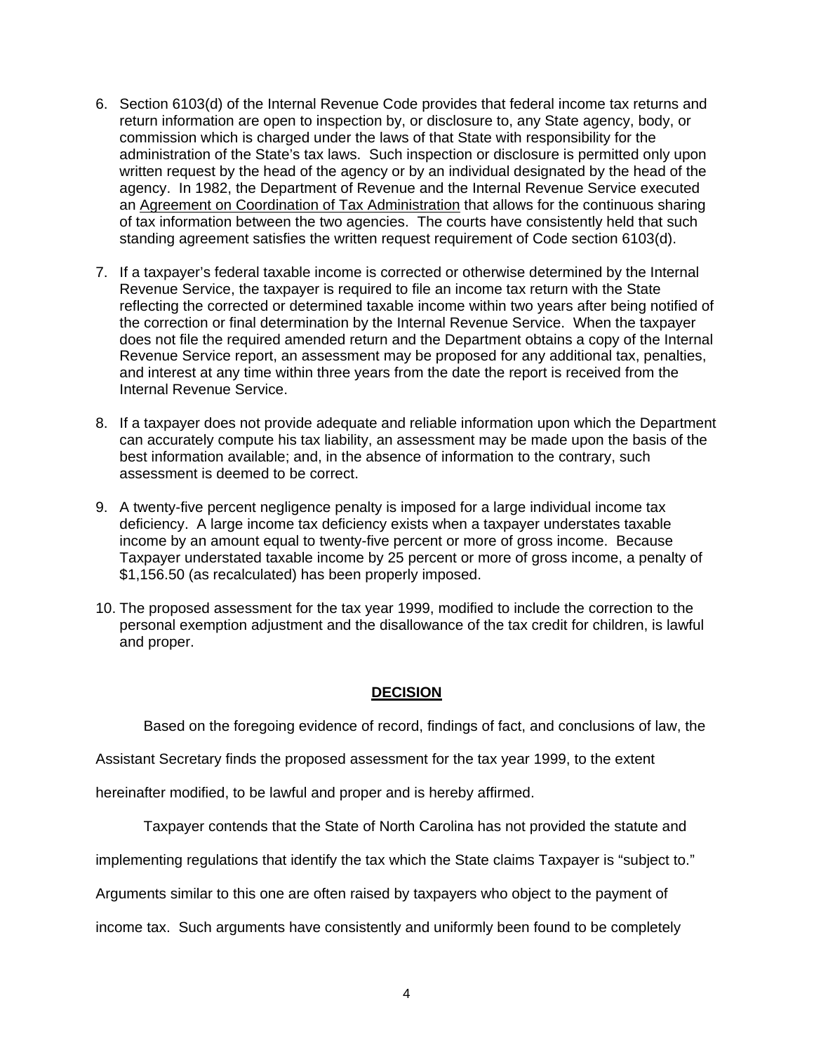6. Section 6103(d) of the Internal Revenue Code provides that federal income tax returns and return information are open to inspection by, or disclosure to, any State agency, body, or commission which is charged under the laws of that State with responsibility for the administration of the State's tax laws. Such inspection or disclosure is permitted only upon written request by the head of the agency or by an individual designated by the head of the agency. In 1982, the Department of Revenue and the Internal Revenue Service executed an Agreement on Coordination of Tax Administration that allows for the continuous sharing of tax information between the two agencies. The courts have consistently held that such standing agreement satisfies the written request requirement of Code section 6103(d).

7. If a taxpayer's federal taxable income is corrected or otherwise determined by the Internal Revenue Service, the taxpayer is required to file an income tax return with the State reflecting the corrected or determined taxable income within two years after being notified of the correction or final determination by the Internal Revenue Service. When the taxpayer does not file the required amended return and the Department obtains a copy of the Internal Revenue Service report, an assessment may be proposed for any additional tax, penalties, and interest at any time within three years from the date the report is received from the Internal Revenue Service.

8. If a taxpayer does not provide adequate and reliable information upon which the Department can accurately compute his tax liability, an assessment may be made upon the basis of the best information available; and, in the absence of information to the contrary, such assessment is deemed to be correct.

9. A twenty-five percent negligence penalty is imposed for a large individual income tax deficiency. A large income tax deficiency exists when a taxpayer understates taxable income by an amount equal to twenty-five percent or more of gross income. Because Taxpayer understated taxable income by 25 percent or more of gross income, a penalty of $1,156.50 (as recalculated) has been properly imposed.

10. The proposed assessment for the tax year 1999, modified to include the correction to the personal exemption adjustment and the disallowance of the tax credit for children, is lawful and proper.

## DECISION

Based on the foregoing evidence of record, findings of fact, and conclusions of law, the Assistant Secretary finds the proposed assessment for the tax year 1999, to the extent hereinafter modified, to be lawful and proper and is hereby affirmed.

Taxpayer contends that the State of North Carolina has not provided the statute and implementing regulations that identify the tax which the State claims Taxpayer is "subject to." Arguments similar to this one are often raised by taxpayers who object to the payment of income tax. Such arguments have consistently and uniformly been found to be completely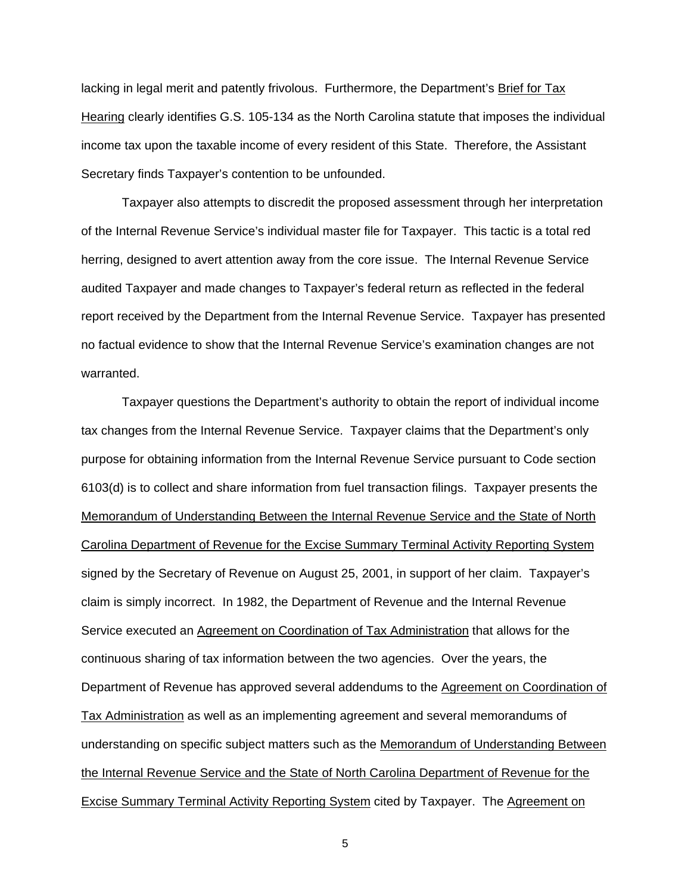lacking in legal merit and patently frivolous. Furthermore, the Department's <u>Brief for Tax Hearing</u> clearly identifies G.S. 105-134 as the North Carolina statute that imposes the individual income tax upon the taxable income of every resident of this State. Therefore, the Assistant Secretary finds Taxpayer's contention to be unfounded.

Taxpayer also attempts to discredit the proposed assessment through her interpretation of the Internal Revenue Service's individual master file for Taxpayer. This tactic is a total red herring, designed to avert attention away from the core issue. The Internal Revenue Service audited Taxpayer and made changes to Taxpayer's federal return as reflected in the federal report received by the Department from the Internal Revenue Service. Taxpayer has presented no factual evidence to show that the Internal Revenue Service's examination changes are not warranted.

Taxpayer questions the Department's authority to obtain the report of individual income tax changes from the Internal Revenue Service. Taxpayer claims that the Department's only purpose for obtaining information from the Internal Revenue Service pursuant to Code section 6103(d) is to collect and share information from fuel transaction filings. Taxpayer presents the <u>Memorandum of Understanding Between the Internal Revenue Service and the State of North Carolina Department of Revenue for the Excise Summary Terminal Activity Reporting System</u> signed by the Secretary of Revenue on August 25, 2001, in support of her claim. Taxpayer's claim is simply incorrect. In 1982, the Department of Revenue and the Internal Revenue Service executed an <u>Agreement on Coordination of Tax Administration</u> that allows for the continuous sharing of tax information between the two agencies. Over the years, the Department of Revenue has approved several addendums to the <u>Agreement on Coordination of Tax Administration</u> as well as an implementing agreement and several memorandums of understanding on specific subject matters such as the <u>Memorandum of Understanding Between the Internal Revenue Service and the State of North Carolina Department of Revenue for the Excise Summary Terminal Activity Reporting System</u> cited by Taxpayer. The <u>Agreement on</u>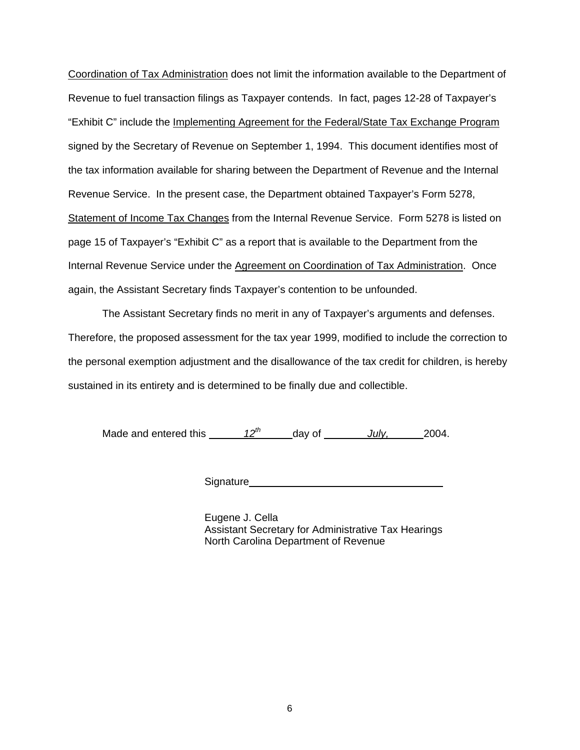Coordination of Tax Administration does not limit the information available to the Department of Revenue to fuel transaction filings as Taxpayer contends. In fact, pages 12-28 of Taxpayer's "Exhibit C" include the Implementing Agreement for the Federal/State Tax Exchange Program signed by the Secretary of Revenue on September 1, 1994. This document identifies most of the tax information available for sharing between the Department of Revenue and the Internal Revenue Service. In the present case, the Department obtained Taxpayer's Form 5278, Statement of Income Tax Changes from the Internal Revenue Service. Form 5278 is listed on page 15 of Taxpayer's "Exhibit C" as a report that is available to the Department from the Internal Revenue Service under the Agreement on Coordination of Tax Administration. Once again, the Assistant Secretary finds Taxpayer's contention to be unfounded.

The Assistant Secretary finds no merit in any of Taxpayer's arguments and defenses. Therefore, the proposed assessment for the tax year 1999, modified to include the correction to the personal exemption adjustment and the disallowance of the tax credit for children, is hereby sustained in its entirety and is determined to be finally due and collectible.

Made and entered this *12th* day of *July,* 2004.

Signature\_\_\_\_\_\_\_\_\_\_\_\_\_\_\_\_\_\_\_\_\_\_\_\_\_\_\_\_

Eugene J. Cella
Assistant Secretary for Administrative Tax Hearings
North Carolina Department of Revenue